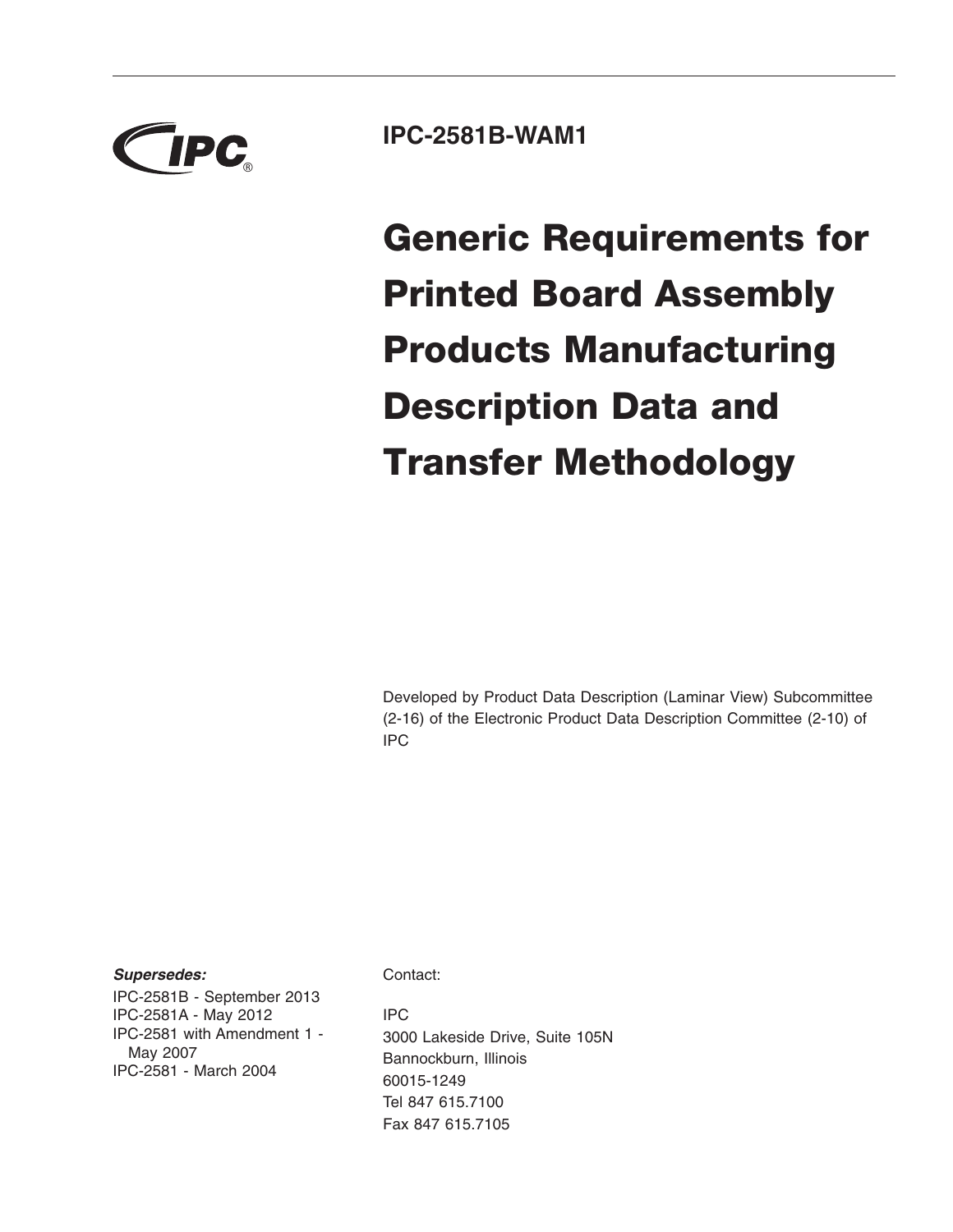IPC

**IPC-2581B-WAM1**

# Generic Requirements for Printed Board Assembly Products Manufacturing Description Data and Transfer Methodology

Developed by Product Data Description (Laminar View) Subcommittee (2-16) of the Electronic Product Data Description Committee (2-10) of IPC

***Supersedes:***

IPC-2581B - September 2013
IPC-2581A - May 2012
IPC-2581 with Amendment 1 - May 2007
IPC-2581 - March 2004

Contact:

IPC
3000 Lakeside Drive, Suite 105N
Bannockburn, Illinois
60015-1249
Tel 847 615.7100
Fax 847 615.7105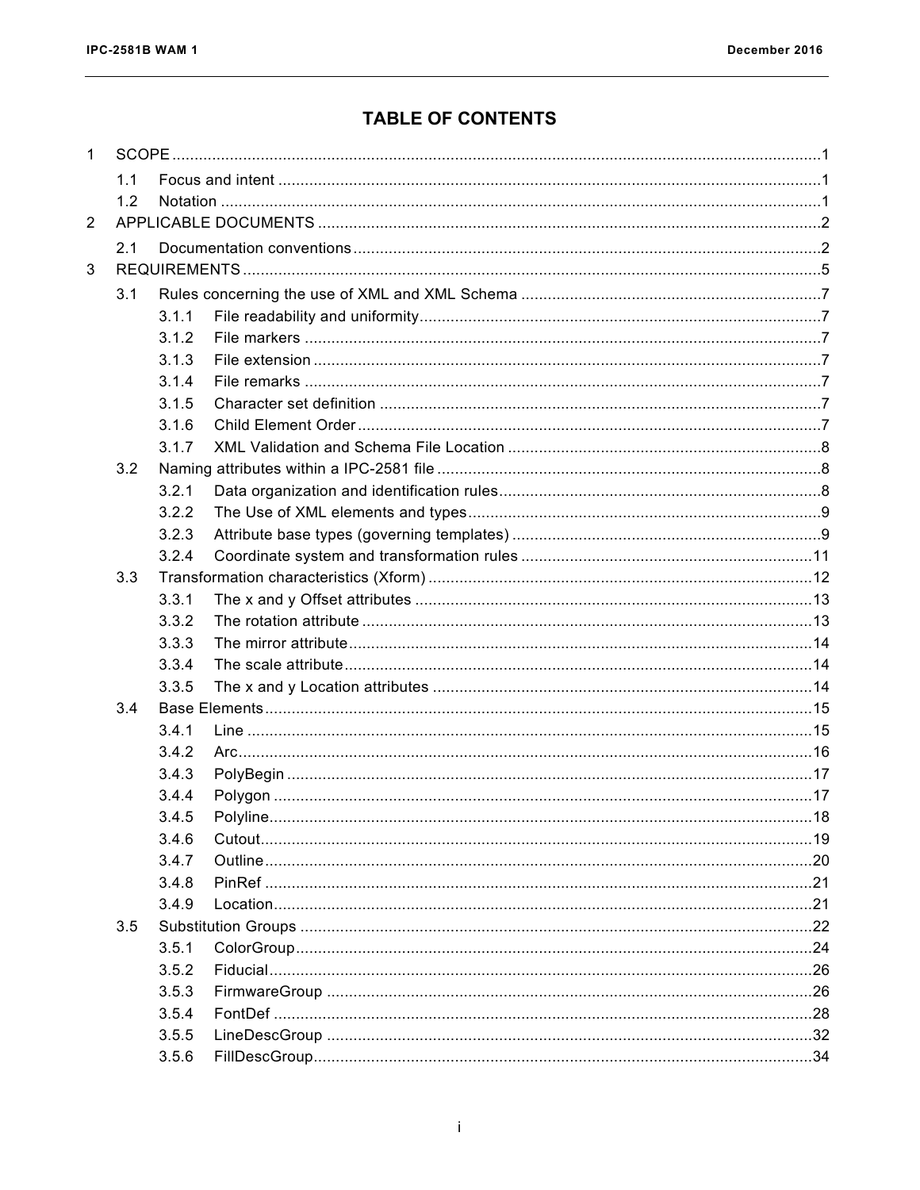# TABLE OF CONTENTS

1 SCOPE .....1

- 1.1 Focus and intent .....1
- 1.2 Notation .....1

2 APPLICABLE DOCUMENTS .....2

- 2.1 Documentation conventions .....2

3 REQUIREMENTS .....5

- 3.1 Rules concerning the use of XML and XML Schema .....7
  - 3.1.1 File readability and uniformity .....7
  - 3.1.2 File markers .....7
  - 3.1.3 File extension .....7
  - 3.1.4 File remarks .....7
  - 3.1.5 Character set definition .....7
  - 3.1.6 Child Element Order .....7
  - 3.1.7 XML Validation and Schema File Location .....8
- 3.2 Naming attributes within a IPC-2581 file .....8
  - 3.2.1 Data organization and identification rules .....8
  - 3.2.2 The Use of XML elements and types .....9
  - 3.2.3 Attribute base types (governing templates) .....9
  - 3.2.4 Coordinate system and transformation rules .....11
- 3.3 Transformation characteristics (Xform) .....12
  - 3.3.1 The x and y Offset attributes .....13
  - 3.3.2 The rotation attribute .....13
  - 3.3.3 The mirror attribute .....14
  - 3.3.4 The scale attribute .....14
  - 3.3.5 The x and y Location attributes .....14
- 3.4 Base Elements .....15
  - 3.4.1 Line .....15
  - 3.4.2 Arc .....16
  - 3.4.3 PolyBegin .....17
  - 3.4.4 Polygon .....17
  - 3.4.5 Polyline .....18
  - 3.4.6 Cutout .....19
  - 3.4.7 Outline .....20
  - 3.4.8 PinRef .....21
  - 3.4.9 Location .....21
- 3.5 Substitution Groups .....22
  - 3.5.1 ColorGroup .....24
  - 3.5.2 Fiducial .....26
  - 3.5.3 FirmwareGroup .....26
  - 3.5.4 FontDef .....28
  - 3.5.5 LineDescGroup .....32
  - 3.5.6 FillDescGroup .....34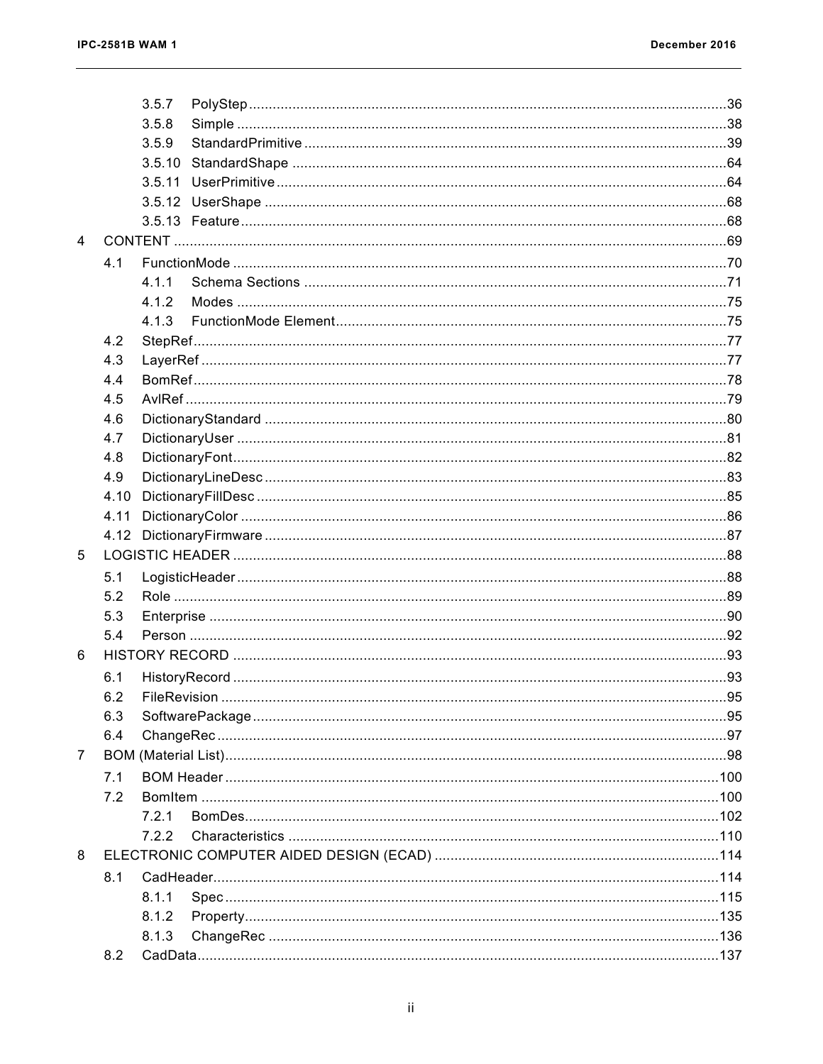3.5.7 PolyStep ........................................................................................................................36
3.5.8 Simple ...........................................................................................................................38
3.5.9 StandardPrimitive ..........................................................................................................39
3.5.10 StandardShape .............................................................................................................64
3.5.11 UserPrimitive .................................................................................................................64
3.5.12 UserShape ....................................................................................................................68
3.5.13 Feature ..........................................................................................................................68

4 CONTENT ...........................................................................................................................................69

4.1 FunctionMode ............................................................................................................................70
4.1.1 Schema Sections ..........................................................................................................71
4.1.2 Modes ...........................................................................................................................75
4.1.3 FunctionMode Element ..................................................................................................75
4.2 StepRef ......................................................................................................................................77
4.3 LayerRef ....................................................................................................................................77
4.4 BomRef ......................................................................................................................................78
4.5 AvlRef ........................................................................................................................................79
4.6 DictionaryStandard ....................................................................................................................80
4.7 DictionaryUser ...........................................................................................................................81
4.8 DictionaryFont ............................................................................................................................82
4.9 DictionaryLineDesc ....................................................................................................................83
4.10 DictionaryFillDesc ......................................................................................................................85
4.11 DictionaryColor ..........................................................................................................................86
4.12 DictionaryFirmware ....................................................................................................................87

5 LOGISTIC HEADER ............................................................................................................................88

5.1 LogisticHeader ...........................................................................................................................88
5.2 Role ...........................................................................................................................................89
5.3 Enterprise ..................................................................................................................................90
5.4 Person .......................................................................................................................................92

6 HISTORY RECORD ............................................................................................................................93

6.1 HistoryRecord ............................................................................................................................93
6.2 FileRevision ...............................................................................................................................95
6.3 SoftwarePackage .......................................................................................................................95
6.4 ChangeRec ................................................................................................................................97

7 BOM (Material List) .............................................................................................................................98

7.1 BOM Header ............................................................................................................................100
7.2 BomItem ..................................................................................................................................100
7.2.1 BomDes .......................................................................................................................102
7.2.2 Characteristics .............................................................................................................110

8 ELECTRONIC COMPUTER AIDED DESIGN (ECAD) .......................................................................114

8.1 CadHeader ...............................................................................................................................114
8.1.1 Spec .............................................................................................................................115
8.1.2 Property .......................................................................................................................135
8.1.3 ChangeRec ..................................................................................................................136
8.2 CadData ...................................................................................................................................137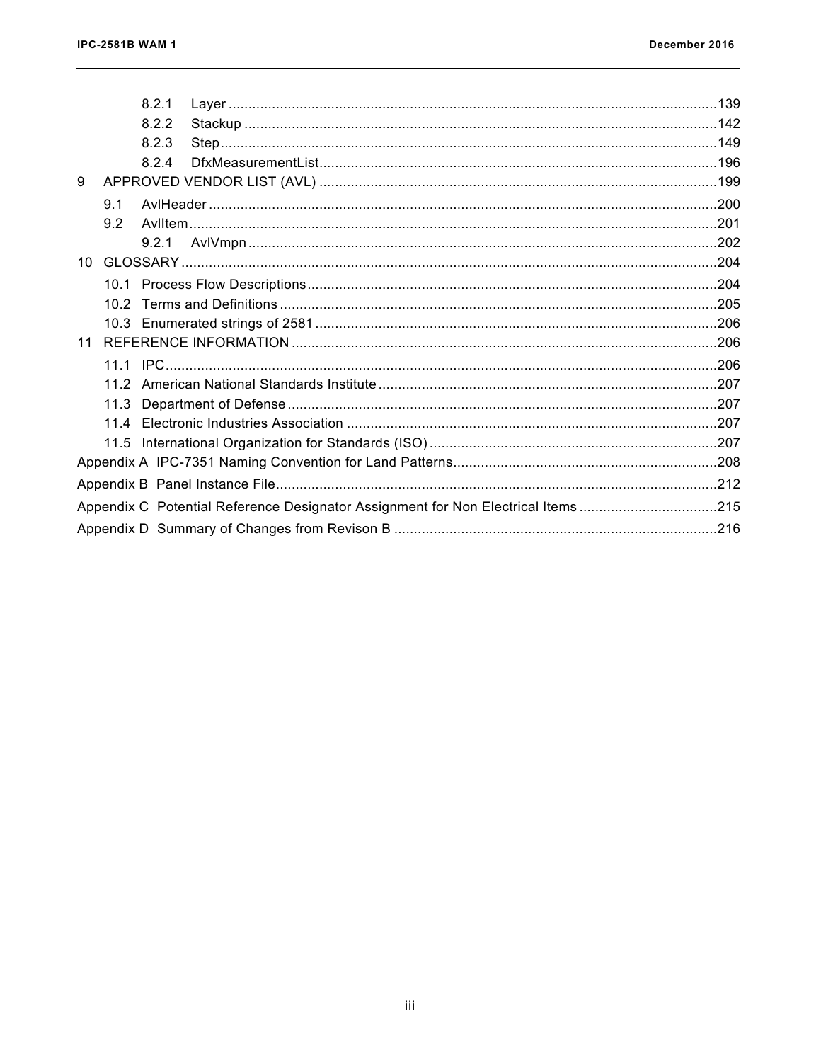8.2.1 Layer ....................................................................................................................139
8.2.2 Stackup ................................................................................................................142
8.2.3 Step......................................................................................................................149
8.2.4 DfxMeasurementList.............................................................................................196

9 APPROVED VENDOR LIST (AVL) .............................................................................................199

9.1 AvlHeader .........................................................................................................................200
9.2 AvlItem..............................................................................................................................201
9.2.1 AvlVmpn ...............................................................................................................202

10 GLOSSARY ................................................................................................................................204

10.1 Process Flow Descriptions................................................................................................204
10.2 Terms and Definitions .......................................................................................................205
10.3 Enumerated strings of 2581 ..............................................................................................206

11 REFERENCE INFORMATION ....................................................................................................206

11.1 IPC....................................................................................................................................206
11.2 American National Standards Institute ..............................................................................207
11.3 Department of Defense .....................................................................................................207
11.4 Electronic Industries Association ......................................................................................207
11.5 International Organization for Standards (ISO) ..................................................................207

Appendix A IPC-7351 Naming Convention for Land Patterns............................................................208

Appendix B Panel Instance File........................................................................................................212

Appendix C Potential Reference Designator Assignment for Non Electrical Items ...................................215

Appendix D Summary of Changes from Revison B ..........................................................................216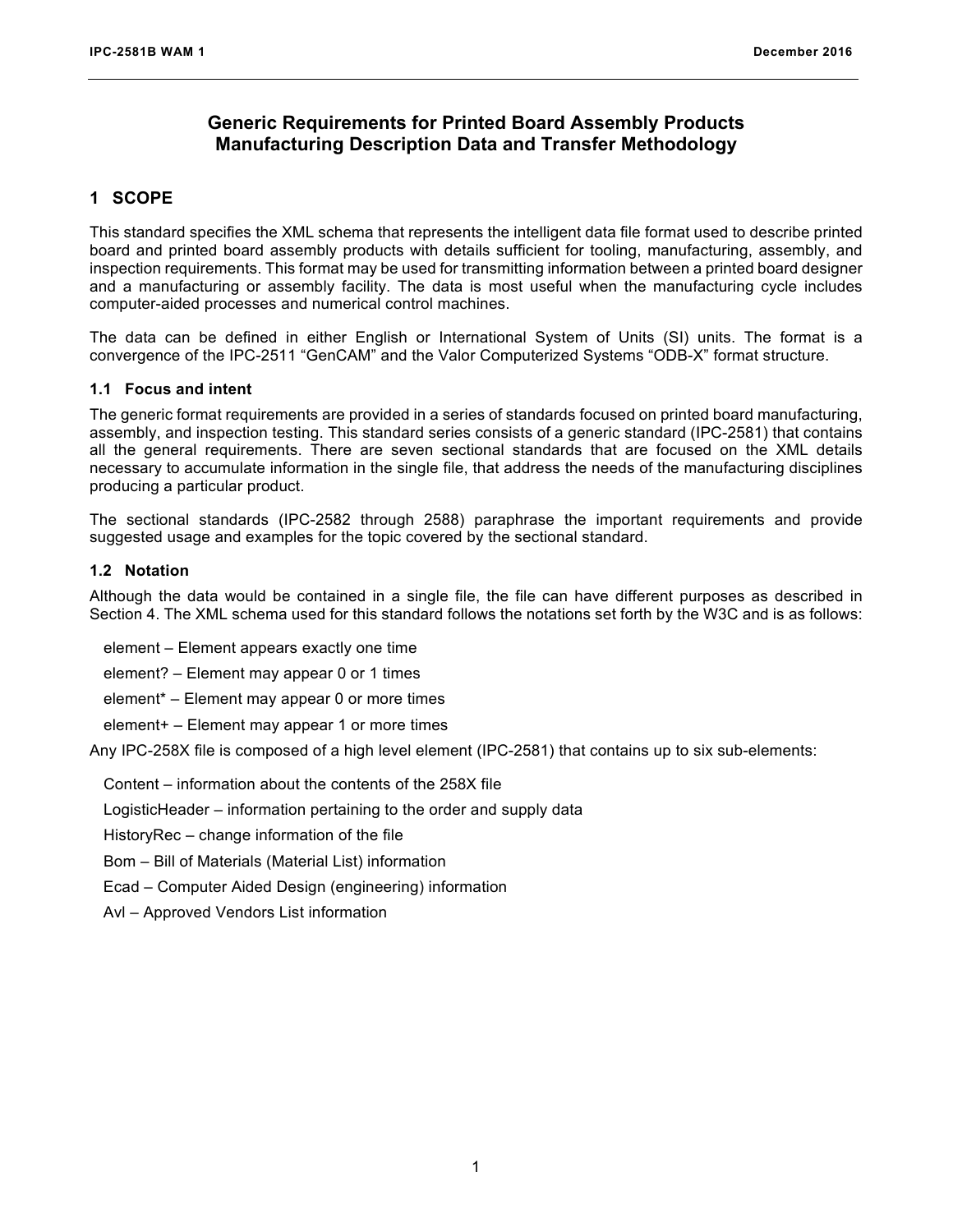# Generic Requirements for Printed Board Assembly Products Manufacturing Description Data and Transfer Methodology

## 1 SCOPE

This standard specifies the XML schema that represents the intelligent data file format used to describe printed board and printed board assembly products with details sufficient for tooling, manufacturing, assembly, and inspection requirements. This format may be used for transmitting information between a printed board designer and a manufacturing or assembly facility. The data is most useful when the manufacturing cycle includes computer-aided processes and numerical control machines.

The data can be defined in either English or International System of Units (SI) units. The format is a convergence of the IPC-2511 "GenCAM" and the Valor Computerized Systems "ODB-X" format structure.

### 1.1 Focus and intent

The generic format requirements are provided in a series of standards focused on printed board manufacturing, assembly, and inspection testing. This standard series consists of a generic standard (IPC-2581) that contains all the general requirements. There are seven sectional standards that are focused on the XML details necessary to accumulate information in the single file, that address the needs of the manufacturing disciplines producing a particular product.

The sectional standards (IPC-2582 through 2588) paraphrase the important requirements and provide suggested usage and examples for the topic covered by the sectional standard.

### 1.2 Notation

Although the data would be contained in a single file, the file can have different purposes as described in Section 4. The XML schema used for this standard follows the notations set forth by the W3C and is as follows:

element – Element appears exactly one time

element? – Element may appear 0 or 1 times

element* – Element may appear 0 or more times

element+ – Element may appear 1 or more times

Any IPC-258X file is composed of a high level element (IPC-2581) that contains up to six sub-elements:

Content – information about the contents of the 258X file

LogisticHeader – information pertaining to the order and supply data

HistoryRec – change information of the file

Bom – Bill of Materials (Material List) information

Ecad – Computer Aided Design (engineering) information

Avl – Approved Vendors List information